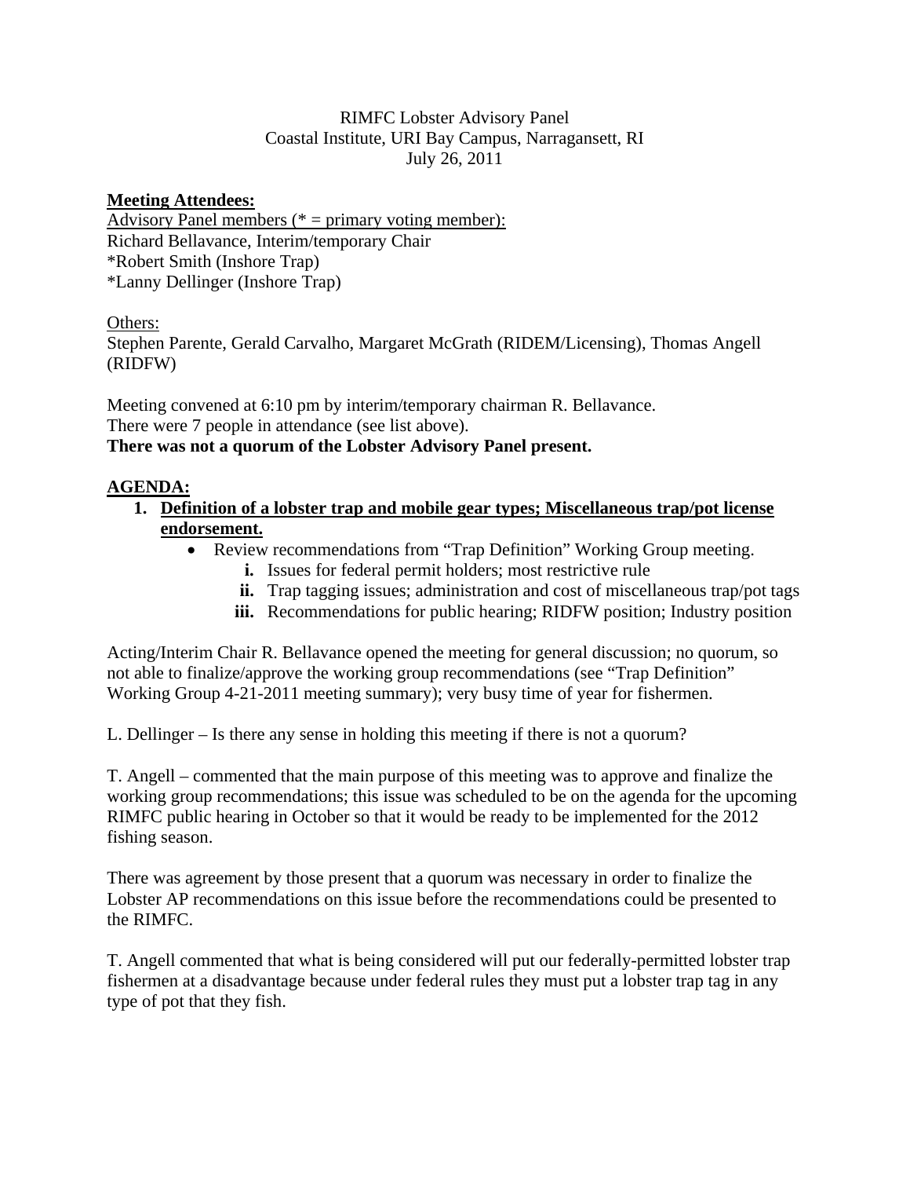RIMFC Lobster Advisory Panel
Coastal Institute, URI Bay Campus, Narragansett, RI
July 26, 2011

**Meeting Attendees:**

Advisory Panel members (* = primary voting member):
Richard Bellavance, Interim/temporary Chair
*Robert Smith (Inshore Trap)
*Lanny Dellinger (Inshore Trap)

Others:
Stephen Parente, Gerald Carvalho, Margaret McGrath (RIDEM/Licensing), Thomas Angell (RIDFW)

Meeting convened at 6:10 pm by interim/temporary chairman R. Bellavance.
There were 7 people in attendance (see list above).
**There was not a quorum of the Lobster Advisory Panel present.**

**AGENDA:**

1. **Definition of a lobster trap and mobile gear types; Miscellaneous trap/pot license endorsement.**
   - Review recommendations from "Trap Definition" Working Group meeting.
     - **i.** Issues for federal permit holders; most restrictive rule
     - **ii.** Trap tagging issues; administration and cost of miscellaneous trap/pot tags
     - **iii.** Recommendations for public hearing; RIDFW position; Industry position

Acting/Interim Chair R. Bellavance opened the meeting for general discussion; no quorum, so not able to finalize/approve the working group recommendations (see "Trap Definition" Working Group 4-21-2011 meeting summary); very busy time of year for fishermen.

L. Dellinger – Is there any sense in holding this meeting if there is not a quorum?

T. Angell – commented that the main purpose of this meeting was to approve and finalize the working group recommendations; this issue was scheduled to be on the agenda for the upcoming RIMFC public hearing in October so that it would be ready to be implemented for the 2012 fishing season.

There was agreement by those present that a quorum was necessary in order to finalize the Lobster AP recommendations on this issue before the recommendations could be presented to the RIMFC.

T. Angell commented that what is being considered will put our federally-permitted lobster trap fishermen at a disadvantage because under federal rules they must put a lobster trap tag in any type of pot that they fish.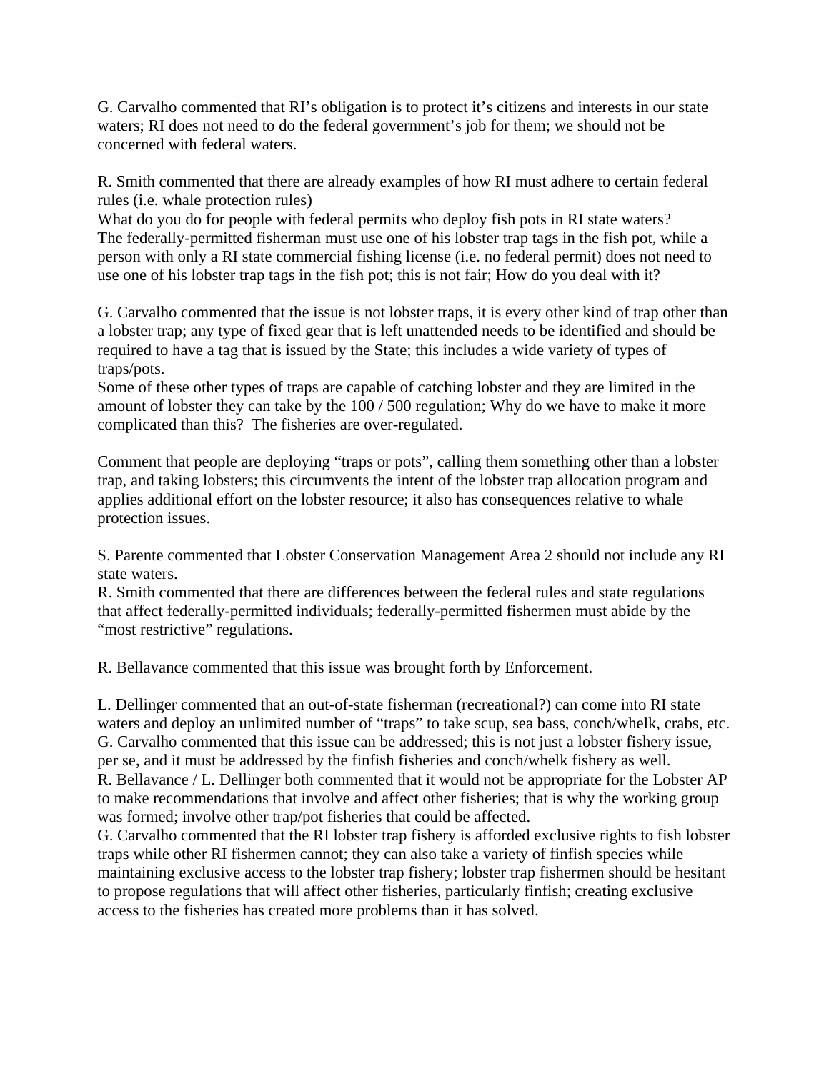G. Carvalho commented that RI's obligation is to protect it's citizens and interests in our state waters; RI does not need to do the federal government's job for them; we should not be concerned with federal waters.

R. Smith commented that there are already examples of how RI must adhere to certain federal rules (i.e. whale protection rules)
What do you do for people with federal permits who deploy fish pots in RI state waters?
The federally-permitted fisherman must use one of his lobster trap tags in the fish pot, while a person with only a RI state commercial fishing license (i.e. no federal permit) does not need to use one of his lobster trap tags in the fish pot; this is not fair; How do you deal with it?

G. Carvalho commented that the issue is not lobster traps, it is every other kind of trap other than a lobster trap; any type of fixed gear that is left unattended needs to be identified and should be required to have a tag that is issued by the State; this includes a wide variety of types of traps/pots.
Some of these other types of traps are capable of catching lobster and they are limited in the amount of lobster they can take by the 100 / 500 regulation; Why do we have to make it more complicated than this? The fisheries are over-regulated.

Comment that people are deploying "traps or pots", calling them something other than a lobster trap, and taking lobsters; this circumvents the intent of the lobster trap allocation program and applies additional effort on the lobster resource; it also has consequences relative to whale protection issues.

S. Parente commented that Lobster Conservation Management Area 2 should not include any RI state waters.
R. Smith commented that there are differences between the federal rules and state regulations that affect federally-permitted individuals; federally-permitted fishermen must abide by the "most restrictive" regulations.

R. Bellavance commented that this issue was brought forth by Enforcement.

L. Dellinger commented that an out-of-state fisherman (recreational?) can come into RI state waters and deploy an unlimited number of "traps" to take scup, sea bass, conch/whelk, crabs, etc.
G. Carvalho commented that this issue can be addressed; this is not just a lobster fishery issue, per se, and it must be addressed by the finfish fisheries and conch/whelk fishery as well.
R. Bellavance / L. Dellinger both commented that it would not be appropriate for the Lobster AP to make recommendations that involve and affect other fisheries; that is why the working group was formed; involve other trap/pot fisheries that could be affected.
G. Carvalho commented that the RI lobster trap fishery is afforded exclusive rights to fish lobster traps while other RI fishermen cannot; they can also take a variety of finfish species while maintaining exclusive access to the lobster trap fishery; lobster trap fishermen should be hesitant to propose regulations that will affect other fisheries, particularly finfish; creating exclusive access to the fisheries has created more problems than it has solved.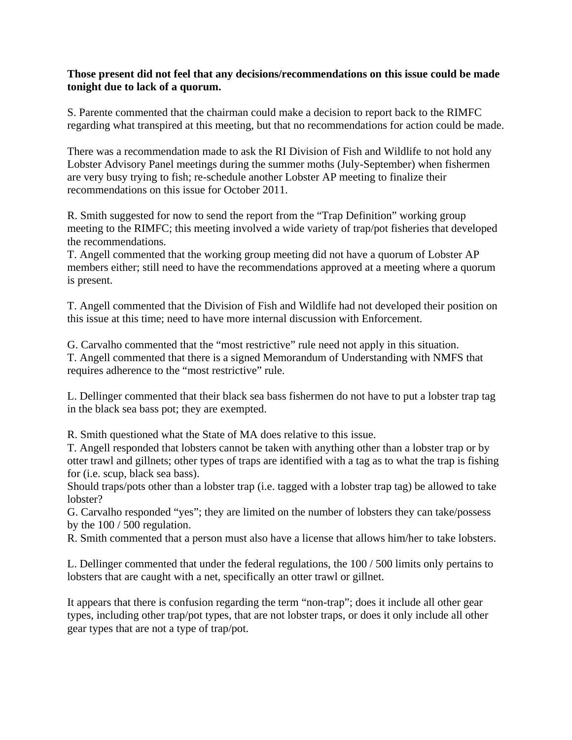**Those present did not feel that any decisions/recommendations on this issue could be made tonight due to lack of a quorum.**

S. Parente commented that the chairman could make a decision to report back to the RIMFC regarding what transpired at this meeting, but that no recommendations for action could be made.

There was a recommendation made to ask the RI Division of Fish and Wildlife to not hold any Lobster Advisory Panel meetings during the summer moths (July-September) when fishermen are very busy trying to fish; re-schedule another Lobster AP meeting to finalize their recommendations on this issue for October 2011.

R. Smith suggested for now to send the report from the "Trap Definition" working group meeting to the RIMFC; this meeting involved a wide variety of trap/pot fisheries that developed the recommendations.
T. Angell commented that the working group meeting did not have a quorum of Lobster AP members either; still need to have the recommendations approved at a meeting where a quorum is present.

T. Angell commented that the Division of Fish and Wildlife had not developed their position on this issue at this time; need to have more internal discussion with Enforcement.

G. Carvalho commented that the "most restrictive" rule need not apply in this situation.
T. Angell commented that there is a signed Memorandum of Understanding with NMFS that requires adherence to the "most restrictive" rule.

L. Dellinger commented that their black sea bass fishermen do not have to put a lobster trap tag in the black sea bass pot; they are exempted.

R. Smith questioned what the State of MA does relative to this issue.
T. Angell responded that lobsters cannot be taken with anything other than a lobster trap or by otter trawl and gillnets; other types of traps are identified with a tag as to what the trap is fishing for (i.e. scup, black sea bass).
Should traps/pots other than a lobster trap (i.e. tagged with a lobster trap tag) be allowed to take lobster?
G. Carvalho responded "yes"; they are limited on the number of lobsters they can take/possess by the 100 / 500 regulation.
R. Smith commented that a person must also have a license that allows him/her to take lobsters.

L. Dellinger commented that under the federal regulations, the 100 / 500 limits only pertains to lobsters that are caught with a net, specifically an otter trawl or gillnet.

It appears that there is confusion regarding the term "non-trap"; does it include all other gear types, including other trap/pot types, that are not lobster traps, or does it only include all other gear types that are not a type of trap/pot.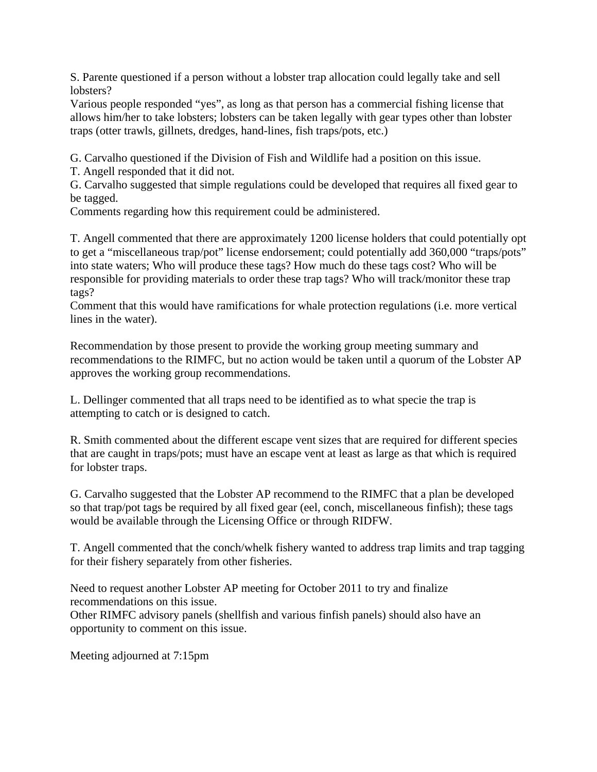S. Parente questioned if a person without a lobster trap allocation could legally take and sell lobsters?
Various people responded "yes", as long as that person has a commercial fishing license that allows him/her to take lobsters; lobsters can be taken legally with gear types other than lobster traps (otter trawls, gillnets, dredges, hand-lines, fish traps/pots, etc.)

G. Carvalho questioned if the Division of Fish and Wildlife had a position on this issue.
T. Angell responded that it did not.
G. Carvalho suggested that simple regulations could be developed that requires all fixed gear to be tagged.
Comments regarding how this requirement could be administered.

T. Angell commented that there are approximately 1200 license holders that could potentially opt to get a "miscellaneous trap/pot" license endorsement; could potentially add 360,000 "traps/pots" into state waters; Who will produce these tags? How much do these tags cost? Who will be responsible for providing materials to order these trap tags? Who will track/monitor these trap tags?
Comment that this would have ramifications for whale protection regulations (i.e. more vertical lines in the water).

Recommendation by those present to provide the working group meeting summary and recommendations to the RIMFC, but no action would be taken until a quorum of the Lobster AP approves the working group recommendations.

L. Dellinger commented that all traps need to be identified as to what specie the trap is attempting to catch or is designed to catch.

R. Smith commented about the different escape vent sizes that are required for different species that are caught in traps/pots; must have an escape vent at least as large as that which is required for lobster traps.

G. Carvalho suggested that the Lobster AP recommend to the RIMFC that a plan be developed so that trap/pot tags be required by all fixed gear (eel, conch, miscellaneous finfish); these tags would be available through the Licensing Office or through RIDFW.

T. Angell commented that the conch/whelk fishery wanted to address trap limits and trap tagging for their fishery separately from other fisheries.

Need to request another Lobster AP meeting for October 2011 to try and finalize recommendations on this issue.
Other RIMFC advisory panels (shellfish and various finfish panels) should also have an opportunity to comment on this issue.

Meeting adjourned at 7:15pm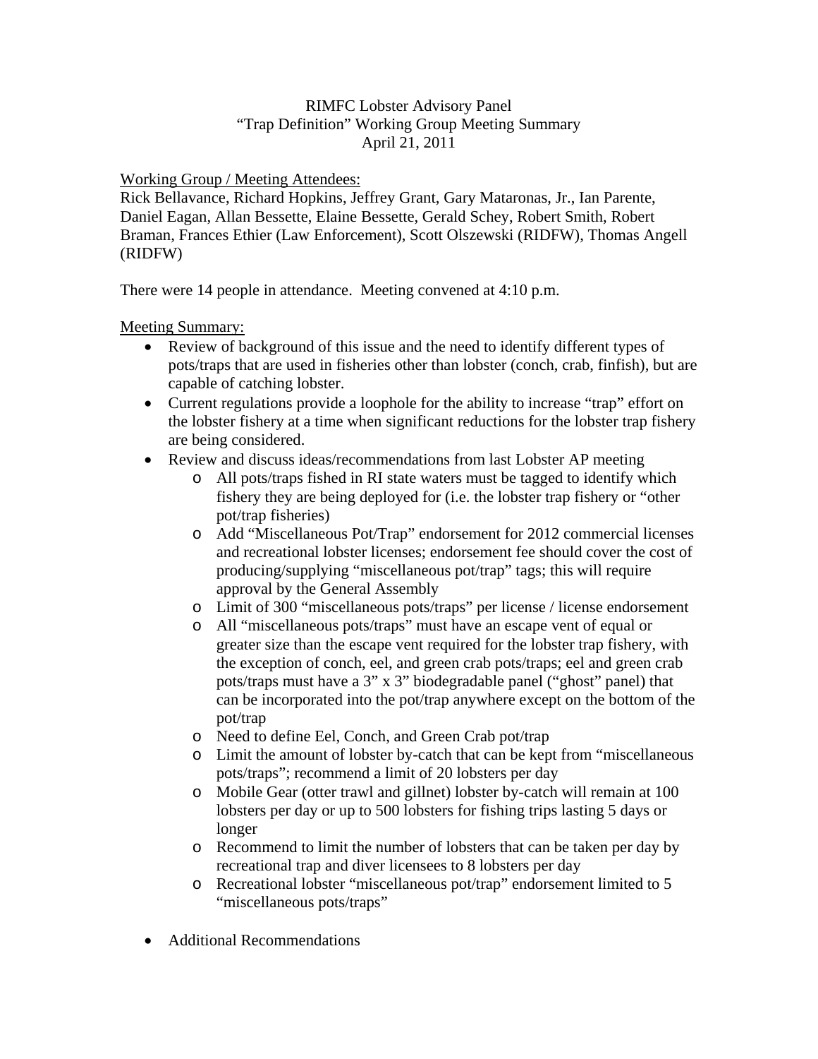RIMFC Lobster Advisory Panel
"Trap Definition" Working Group Meeting Summary
April 21, 2011

<u>Working Group / Meeting Attendees:</u>
Rick Bellavance, Richard Hopkins, Jeffrey Grant, Gary Mataronas, Jr., Ian Parente, Daniel Eagan, Allan Bessette, Elaine Bessette, Gerald Schey, Robert Smith, Robert Braman, Frances Ethier (Law Enforcement), Scott Olszewski (RIDFW), Thomas Angell (RIDFW)

There were 14 people in attendance. Meeting convened at 4:10 p.m.

<u>Meeting Summary:</u>

- Review of background of this issue and the need to identify different types of pots/traps that are used in fisheries other than lobster (conch, crab, finfish), but are capable of catching lobster.
- Current regulations provide a loophole for the ability to increase "trap" effort on the lobster fishery at a time when significant reductions for the lobster trap fishery are being considered.
- Review and discuss ideas/recommendations from last Lobster AP meeting
  - All pots/traps fished in RI state waters must be tagged to identify which fishery they are being deployed for (i.e. the lobster trap fishery or "other pot/trap fisheries)
  - Add "Miscellaneous Pot/Trap" endorsement for 2012 commercial licenses and recreational lobster licenses; endorsement fee should cover the cost of producing/supplying "miscellaneous pot/trap" tags; this will require approval by the General Assembly
  - Limit of 300 "miscellaneous pots/traps" per license / license endorsement
  - All "miscellaneous pots/traps" must have an escape vent of equal or greater size than the escape vent required for the lobster trap fishery, with the exception of conch, eel, and green crab pots/traps; eel and green crab pots/traps must have a 3" x 3" biodegradable panel ("ghost" panel) that can be incorporated into the pot/trap anywhere except on the bottom of the pot/trap
  - Need to define Eel, Conch, and Green Crab pot/trap
  - Limit the amount of lobster by-catch that can be kept from "miscellaneous pots/traps"; recommend a limit of 20 lobsters per day
  - Mobile Gear (otter trawl and gillnet) lobster by-catch will remain at 100 lobsters per day or up to 500 lobsters for fishing trips lasting 5 days or longer
  - Recommend to limit the number of lobsters that can be taken per day by recreational trap and diver licensees to 8 lobsters per day
  - Recreational lobster "miscellaneous pot/trap" endorsement limited to 5 "miscellaneous pots/traps"

- Additional Recommendations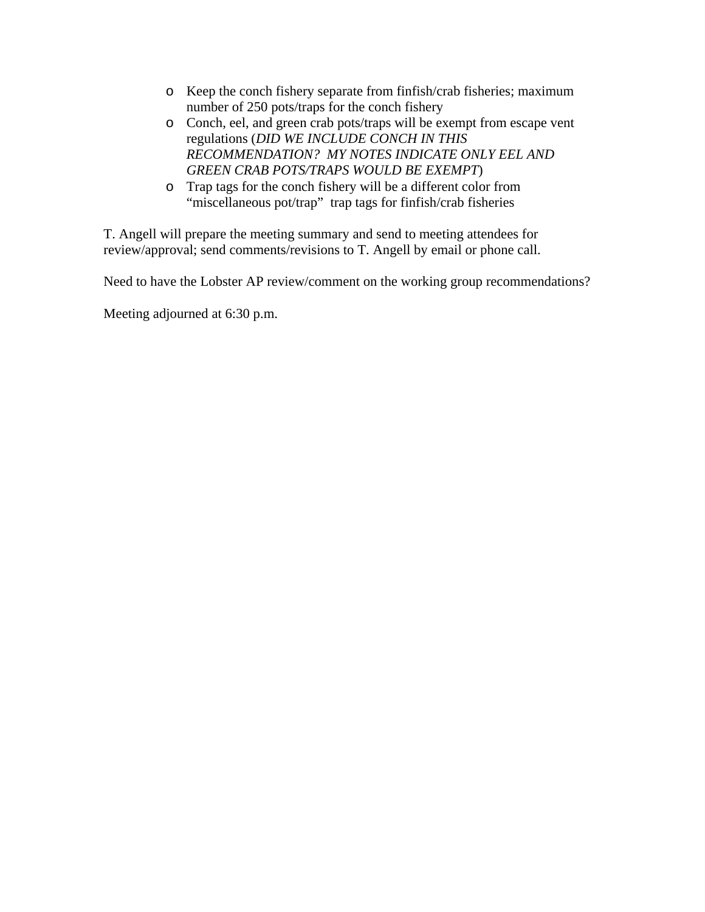- Keep the conch fishery separate from finfish/crab fisheries; maximum number of 250 pots/traps for the conch fishery
- Conch, eel, and green crab pots/traps will be exempt from escape vent regulations (*DID WE INCLUDE CONCH IN THIS RECOMMENDATION? MY NOTES INDICATE ONLY EEL AND GREEN CRAB POTS/TRAPS WOULD BE EXEMPT*)
- Trap tags for the conch fishery will be a different color from "miscellaneous pot/trap" trap tags for finfish/crab fisheries

T. Angell will prepare the meeting summary and send to meeting attendees for review/approval; send comments/revisions to T. Angell by email or phone call.

Need to have the Lobster AP review/comment on the working group recommendations?

Meeting adjourned at 6:30 p.m.